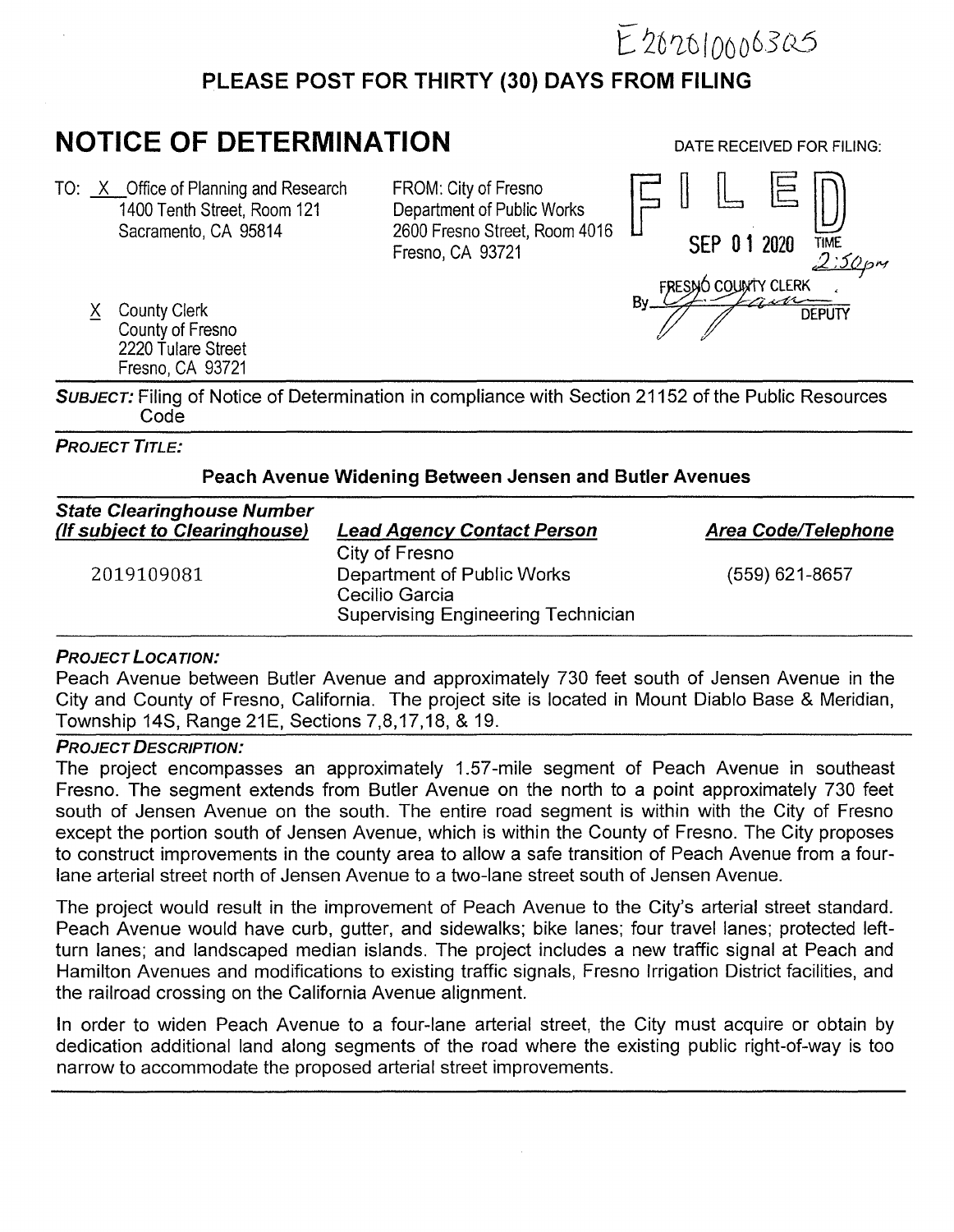E202010006305

**PLEASE POST FOR THIRTY (30) DAYS FROM FILING**

# NOTICE OF DETERMINATION

DATE RECEIVED FOR FILING:

TO: X Office of Planning and Research
1400 Tenth Street, Room 121
Sacramento, CA 95814

FROM: City of Fresno
Department of Public Works
2600 Fresno Street, Room 4016
Fresno, CA 93721

FILED
SEP 01 2020 TIME 2:50pm
FRESNO COUNTY CLERK
By ______ DEPUTY

X County Clerk
County of Fresno
2220 Tulare Street
Fresno, CA 93721

***SUBJECT:*** Filing of Notice of Determination in compliance with Section 21152 of the Public Resources Code

***PROJECT TITLE:***

**Peach Avenue Widening Between Jensen and Butler Avenues**

| *State Clearinghouse Number (If subject to Clearinghouse)* | *Lead Agency Contact Person* | *Area Code/Telephone* |
|---|---|---|
| 2019109081 | City of Fresno<br>Department of Public Works<br>Cecilio Garcia<br>Supervising Engineering Technician | (559) 621-8657 |

***PROJECT LOCATION:***

Peach Avenue between Butler Avenue and approximately 730 feet south of Jensen Avenue in the City and County of Fresno, California. The project site is located in Mount Diablo Base & Meridian, Township 14S, Range 21E, Sections 7,8,17,18, & 19.

***PROJECT DESCRIPTION:***

The project encompasses an approximately 1.57-mile segment of Peach Avenue in southeast Fresno. The segment extends from Butler Avenue on the north to a point approximately 730 feet south of Jensen Avenue on the south. The entire road segment is within with the City of Fresno except the portion south of Jensen Avenue, which is within the County of Fresno. The City proposes to construct improvements in the county area to allow a safe transition of Peach Avenue from a four-lane arterial street north of Jensen Avenue to a two-lane street south of Jensen Avenue.

The project would result in the improvement of Peach Avenue to the City's arterial street standard. Peach Avenue would have curb, gutter, and sidewalks; bike lanes; four travel lanes; protected left-turn lanes; and landscaped median islands. The project includes a new traffic signal at Peach and Hamilton Avenues and modifications to existing traffic signals, Fresno Irrigation District facilities, and the railroad crossing on the California Avenue alignment.

In order to widen Peach Avenue to a four-lane arterial street, the City must acquire or obtain by dedication additional land along segments of the road where the existing public right-of-way is too narrow to accommodate the proposed arterial street improvements.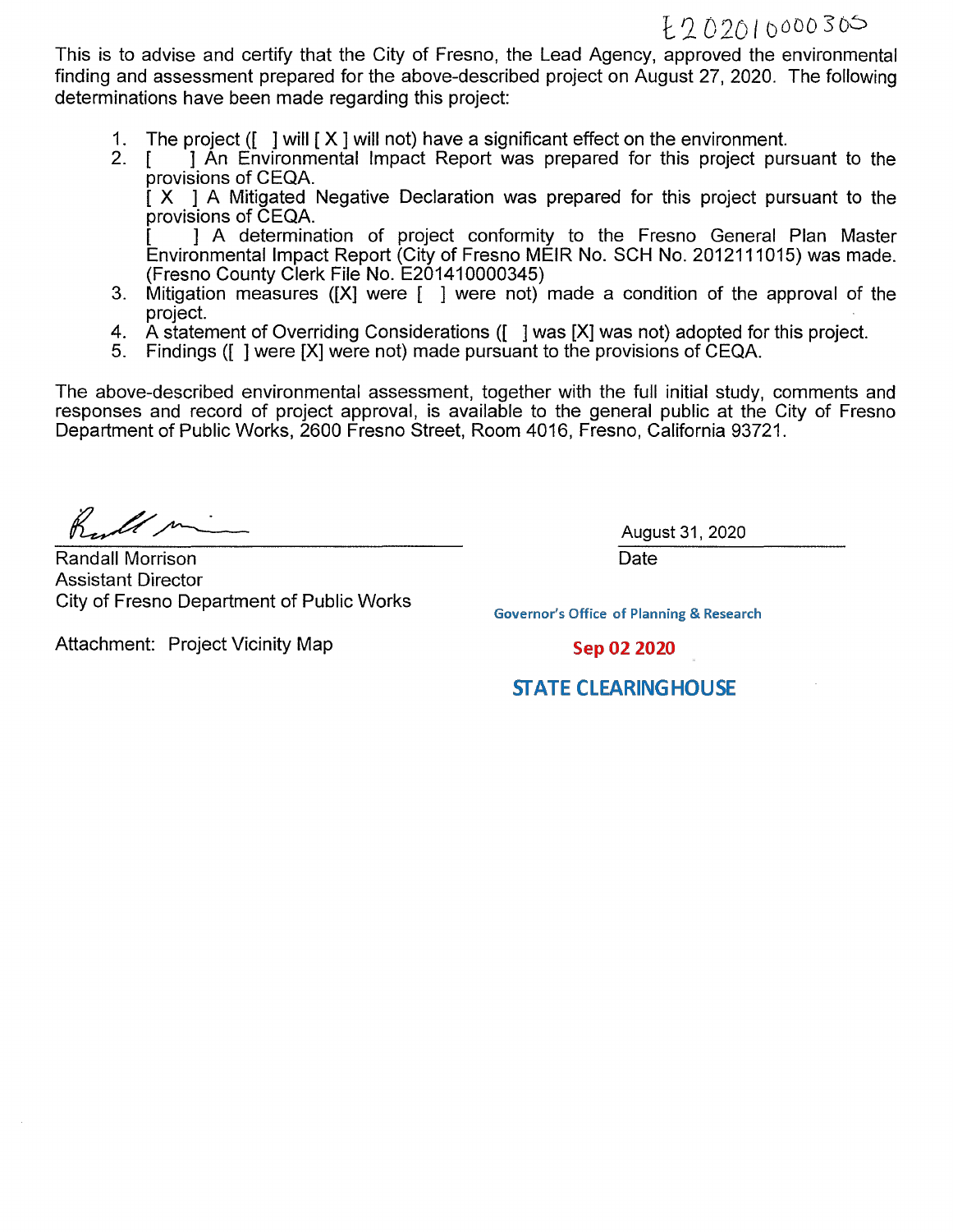E202010000305

This is to advise and certify that the City of Fresno, the Lead Agency, approved the environmental finding and assessment prepared for the above-described project on August 27, 2020. The following determinations have been made regarding this project:

1. The project ([ ] will [ X ] will not) have a significant effect on the environment.
2. [ ] An Environmental Impact Report was prepared for this project pursuant to the provisions of CEQA.
   [ X ] A Mitigated Negative Declaration was prepared for this project pursuant to the provisions of CEQA.
   [ ] A determination of project conformity to the Fresno General Plan Master Environmental Impact Report (City of Fresno MEIR No. SCH No. 2012111015) was made. (Fresno County Clerk File No. E201410000345)
3. Mitigation measures ([X] were [ ] were not) made a condition of the approval of the project.
4. A statement of Overriding Considerations ([ ] was [X] was not) adopted for this project.
5. Findings ([ ] were [X] were not) made pursuant to the provisions of CEQA.

The above-described environmental assessment, together with the full initial study, comments and responses and record of project approval, is available to the general public at the City of Fresno Department of Public Works, 2600 Fresno Street, Room 4016, Fresno, California 93721.

Randall Morrison
Assistant Director
City of Fresno Department of Public Works

August 31, 2020
Date

Attachment: Project Vicinity Map

Governor's Office of Planning & Research

Sep 02 2020

STATE CLEARINGHOUSE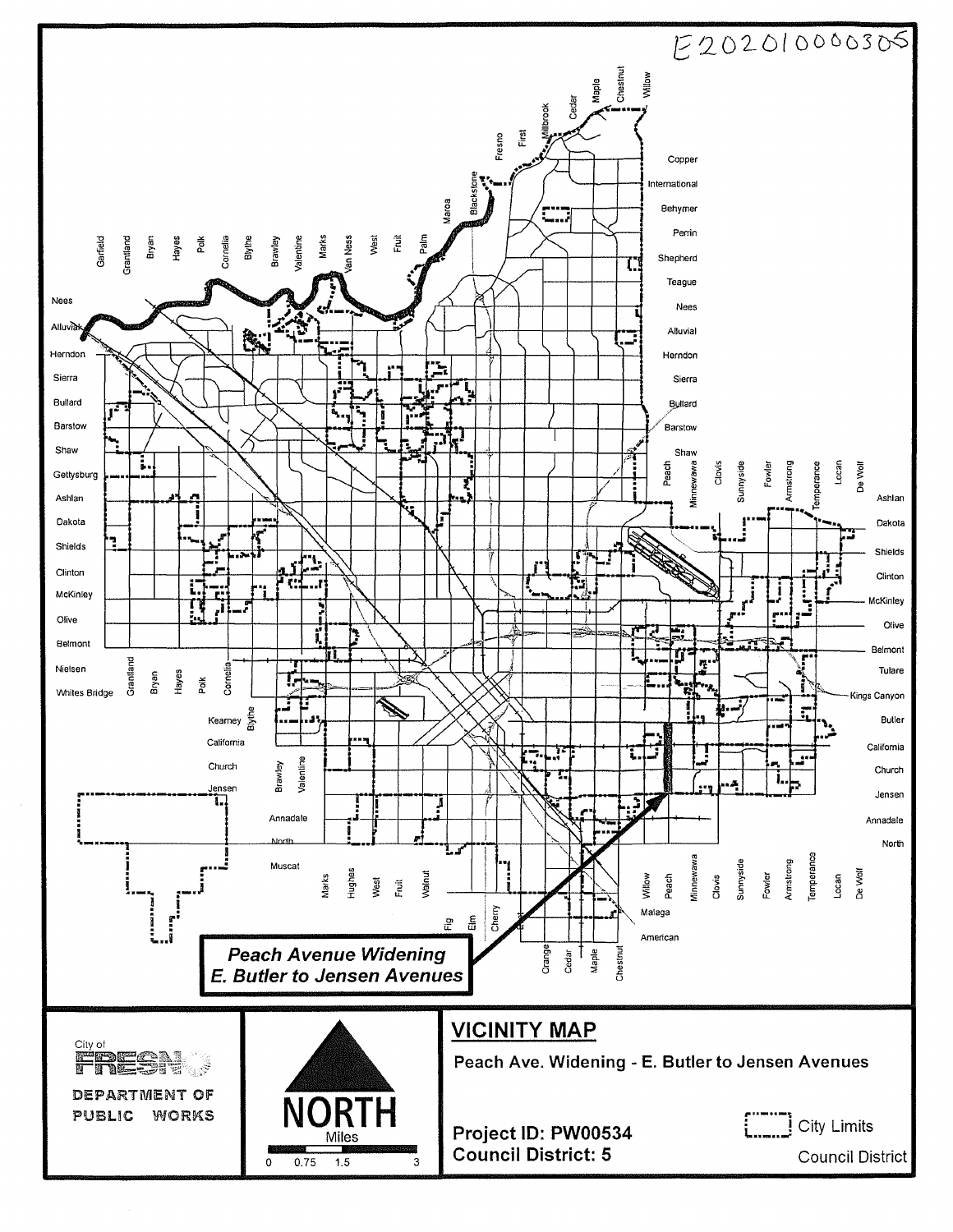E202010000305

Peach Avenue Widening
E. Butler to Jensen Avenues

City of FRESNO
DEPARTMENT OF PUBLIC WORKS

NORTH
Miles
0 0.75 1.5 3

## VICINITY MAP

**Peach Ave. Widening - E. Butler to Jensen Avenues**

**Project ID: PW00534**
**Council District: 5**

City Limits
Council District